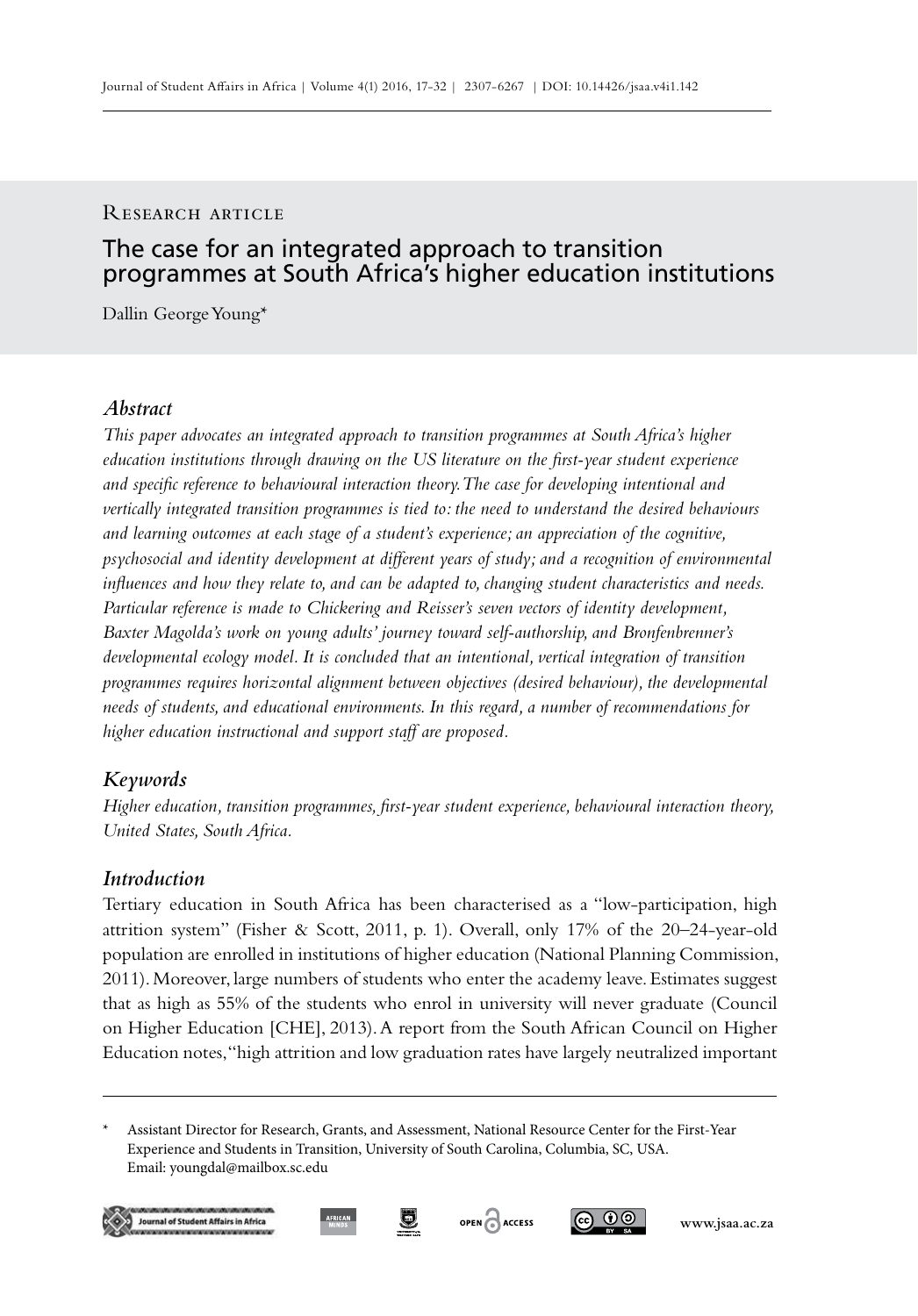Research article

# The case for an integrated approach to transition programmes at South Africa's higher education institutions

Dallin George Young*

## *Abstract*

*This paper advocates an integrated approach to transition programmes at South Africa's higher education institutions through drawing on the US literature on the first-year student experience and specific reference to behavioural interaction theory. The case for developing intentional and vertically integrated transition programmes is tied to: the need to understand the desired behaviours and learning outcomes at each stage of a student's experience; an appreciation of the cognitive, psychosocial and identity development at different years of study; and a recognition of environmental influences and how they relate to, and can be adapted to, changing student characteristics and needs. Particular reference is made to Chickering and Reisser's seven vectors of identity development, Baxter Magolda's work on young adults' journey toward self-authorship, and Bronfenbrenner's developmental ecology model. It is concluded that an intentional, vertical integration of transition programmes requires horizontal alignment between objectives (desired behaviour), the developmental needs of students, and educational environments. In this regard, a number of recommendations for higher education instructional and support staff are proposed.*

## *Keywords*

*Higher education, transition programmes, first-year student experience, behavioural interaction theory, United States, South Africa.*

## *Introduction*

Tertiary education in South Africa has been characterised as a "low-participation, high attrition system" (Fisher & Scott, 2011, p. 1). Overall, only 17% of the 20–24-year-old population are enrolled in institutions of higher education (National Planning Commission, 2011). Moreover, large numbers of students who enter the academy leave. Estimates suggest that as high as 55% of the students who enrol in university will never graduate (Council on Higher Education [CHE], 2013). A report from the South African Council on Higher Education notes, "high attrition and low graduation rates have largely neutralized important

\* Assistant Director for Research, Grants, and Assessment, National Resource Center for the First-Year Experience and Students in Transition, University of South Carolina, Columbia, SC, USA. Email: youngdal@mailbox.sc.edu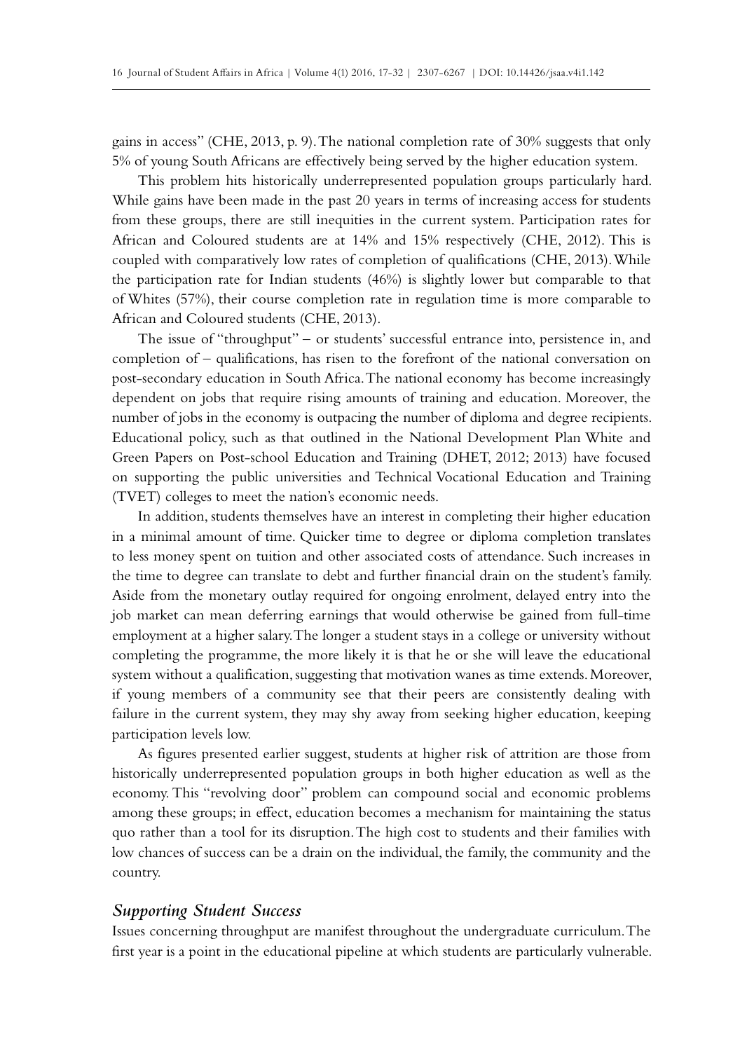gains in access" (CHE, 2013, p. 9). The national completion rate of 30% suggests that only 5% of young South Africans are effectively being served by the higher education system.

This problem hits historically underrepresented population groups particularly hard. While gains have been made in the past 20 years in terms of increasing access for students from these groups, there are still inequities in the current system. Participation rates for African and Coloured students are at 14% and 15% respectively (CHE, 2012). This is coupled with comparatively low rates of completion of qualifications (CHE, 2013). While the participation rate for Indian students (46%) is slightly lower but comparable to that of Whites (57%), their course completion rate in regulation time is more comparable to African and Coloured students (CHE, 2013).

The issue of "throughput" – or students' successful entrance into, persistence in, and completion of – qualifications, has risen to the forefront of the national conversation on post-secondary education in South Africa. The national economy has become increasingly dependent on jobs that require rising amounts of training and education. Moreover, the number of jobs in the economy is outpacing the number of diploma and degree recipients. Educational policy, such as that outlined in the National Development Plan White and Green Papers on Post-school Education and Training (DHET, 2012; 2013) have focused on supporting the public universities and Technical Vocational Education and Training (TVET) colleges to meet the nation's economic needs.

In addition, students themselves have an interest in completing their higher education in a minimal amount of time. Quicker time to degree or diploma completion translates to less money spent on tuition and other associated costs of attendance. Such increases in the time to degree can translate to debt and further financial drain on the student's family. Aside from the monetary outlay required for ongoing enrolment, delayed entry into the job market can mean deferring earnings that would otherwise be gained from full-time employment at a higher salary. The longer a student stays in a college or university without completing the programme, the more likely it is that he or she will leave the educational system without a qualification, suggesting that motivation wanes as time extends. Moreover, if young members of a community see that their peers are consistently dealing with failure in the current system, they may shy away from seeking higher education, keeping participation levels low.

As figures presented earlier suggest, students at higher risk of attrition are those from historically underrepresented population groups in both higher education as well as the economy. This "revolving door" problem can compound social and economic problems among these groups; in effect, education becomes a mechanism for maintaining the status quo rather than a tool for its disruption. The high cost to students and their families with low chances of success can be a drain on the individual, the family, the community and the country.

### *Supporting Student Success*

Issues concerning throughput are manifest throughout the undergraduate curriculum. The first year is a point in the educational pipeline at which students are particularly vulnerable.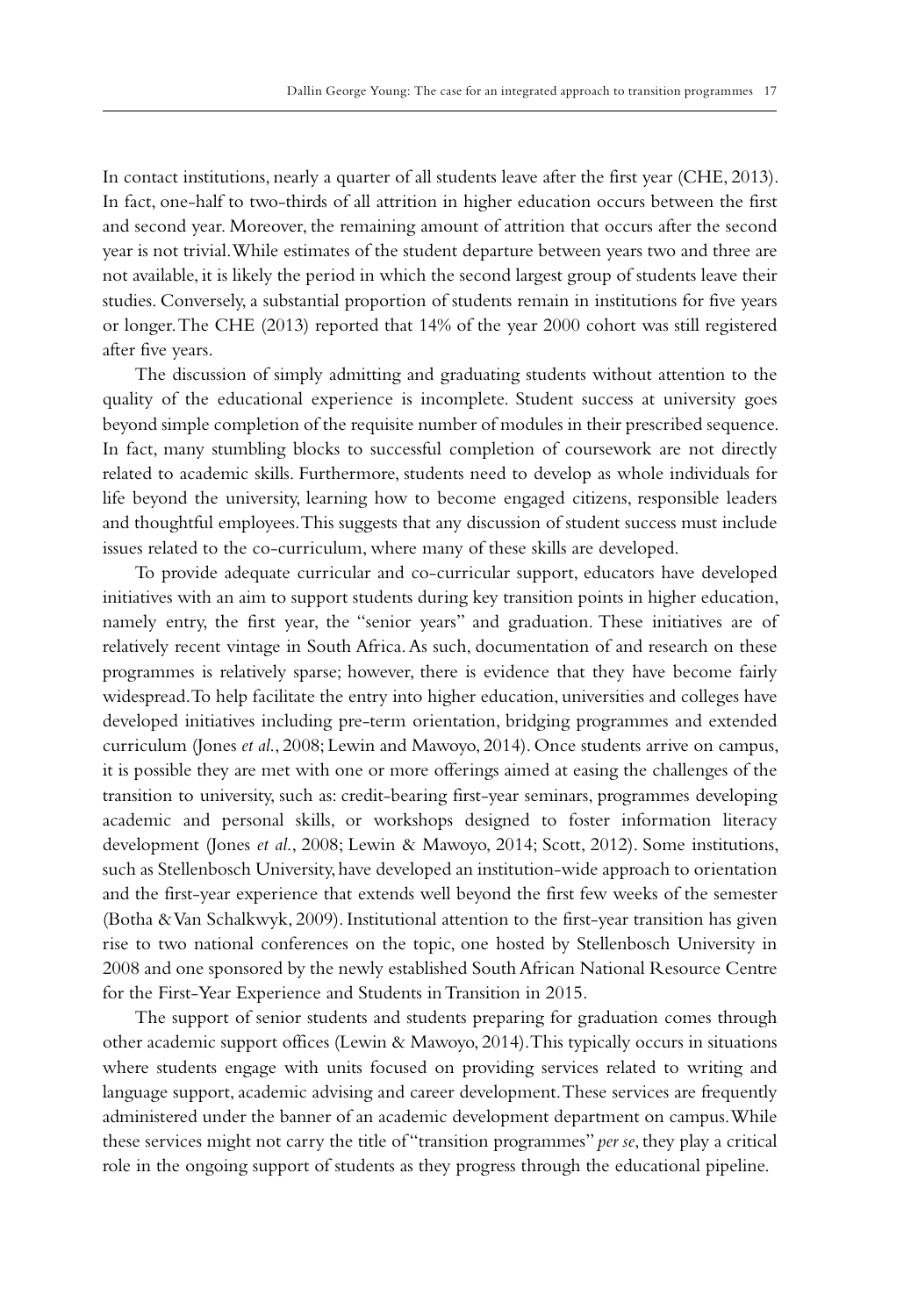In contact institutions, nearly a quarter of all students leave after the first year (CHE, 2013). In fact, one-half to two-thirds of all attrition in higher education occurs between the first and second year. Moreover, the remaining amount of attrition that occurs after the second year is not trivial. While estimates of the student departure between years two and three are not available, it is likely the period in which the second largest group of students leave their studies. Conversely, a substantial proportion of students remain in institutions for five years or longer. The CHE (2013) reported that 14% of the year 2000 cohort was still registered after five years.

The discussion of simply admitting and graduating students without attention to the quality of the educational experience is incomplete. Student success at university goes beyond simple completion of the requisite number of modules in their prescribed sequence. In fact, many stumbling blocks to successful completion of coursework are not directly related to academic skills. Furthermore, students need to develop as whole individuals for life beyond the university, learning how to become engaged citizens, responsible leaders and thoughtful employees. This suggests that any discussion of student success must include issues related to the co-curriculum, where many of these skills are developed.

To provide adequate curricular and co-curricular support, educators have developed initiatives with an aim to support students during key transition points in higher education, namely entry, the first year, the "senior years" and graduation. These initiatives are of relatively recent vintage in South Africa. As such, documentation of and research on these programmes is relatively sparse; however, there is evidence that they have become fairly widespread. To help facilitate the entry into higher education, universities and colleges have developed initiatives including pre-term orientation, bridging programmes and extended curriculum (Jones *et al.*, 2008; Lewin and Mawoyo, 2014). Once students arrive on campus, it is possible they are met with one or more offerings aimed at easing the challenges of the transition to university, such as: credit-bearing first-year seminars, programmes developing academic and personal skills, or workshops designed to foster information literacy development (Jones *et al.*, 2008; Lewin & Mawoyo, 2014; Scott, 2012). Some institutions, such as Stellenbosch University, have developed an institution-wide approach to orientation and the first-year experience that extends well beyond the first few weeks of the semester (Botha & Van Schalkwyk, 2009). Institutional attention to the first-year transition has given rise to two national conferences on the topic, one hosted by Stellenbosch University in 2008 and one sponsored by the newly established South African National Resource Centre for the First-Year Experience and Students in Transition in 2015.

The support of senior students and students preparing for graduation comes through other academic support offices (Lewin & Mawoyo, 2014). This typically occurs in situations where students engage with units focused on providing services related to writing and language support, academic advising and career development. These services are frequently administered under the banner of an academic development department on campus. While these services might not carry the title of "transition programmes" *per se*, they play a critical role in the ongoing support of students as they progress through the educational pipeline.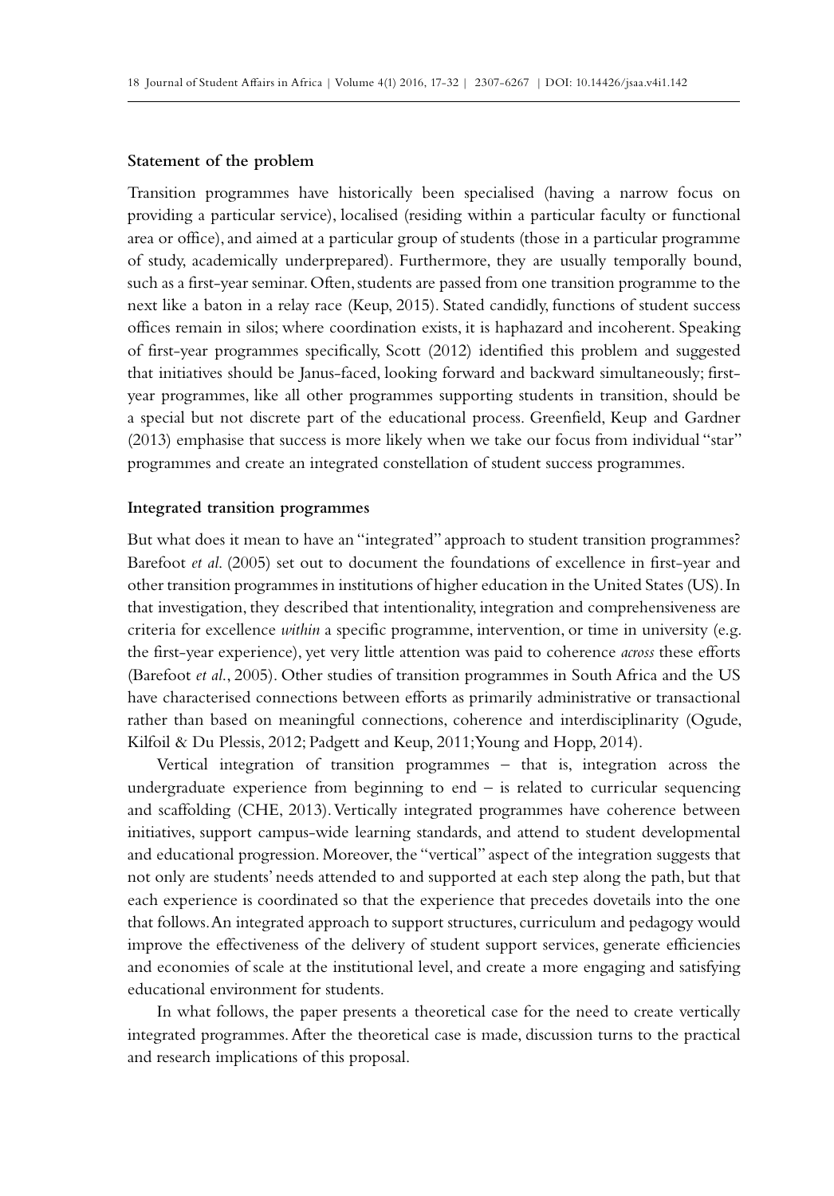### Statement of the problem

Transition programmes have historically been specialised (having a narrow focus on providing a particular service), localised (residing within a particular faculty or functional area or office), and aimed at a particular group of students (those in a particular programme of study, academically underprepared). Furthermore, they are usually temporally bound, such as a first-year seminar. Often, students are passed from one transition programme to the next like a baton in a relay race (Keup, 2015). Stated candidly, functions of student success offices remain in silos; where coordination exists, it is haphazard and incoherent. Speaking of first-year programmes specifically, Scott (2012) identified this problem and suggested that initiatives should be Janus-faced, looking forward and backward simultaneously; first-year programmes, like all other programmes supporting students in transition, should be a special but not discrete part of the educational process. Greenfield, Keup and Gardner (2013) emphasise that success is more likely when we take our focus from individual "star" programmes and create an integrated constellation of student success programmes.

### Integrated transition programmes

But what does it mean to have an "integrated" approach to student transition programmes? Barefoot *et al*. (2005) set out to document the foundations of excellence in first-year and other transition programmes in institutions of higher education in the United States (US). In that investigation, they described that intentionality, integration and comprehensiveness are criteria for excellence *within* a specific programme, intervention, or time in university (e.g. the first-year experience), yet very little attention was paid to coherence *across* these efforts (Barefoot *et al*., 2005). Other studies of transition programmes in South Africa and the US have characterised connections between efforts as primarily administrative or transactional rather than based on meaningful connections, coherence and interdisciplinarity (Ogude, Kilfoil & Du Plessis, 2012; Padgett and Keup, 2011; Young and Hopp, 2014).

Vertical integration of transition programmes – that is, integration across the undergraduate experience from beginning to end – is related to curricular sequencing and scaffolding (CHE, 2013). Vertically integrated programmes have coherence between initiatives, support campus-wide learning standards, and attend to student developmental and educational progression. Moreover, the "vertical" aspect of the integration suggests that not only are students' needs attended to and supported at each step along the path, but that each experience is coordinated so that the experience that precedes dovetails into the one that follows. An integrated approach to support structures, curriculum and pedagogy would improve the effectiveness of the delivery of student support services, generate efficiencies and economies of scale at the institutional level, and create a more engaging and satisfying educational environment for students.

In what follows, the paper presents a theoretical case for the need to create vertically integrated programmes. After the theoretical case is made, discussion turns to the practical and research implications of this proposal.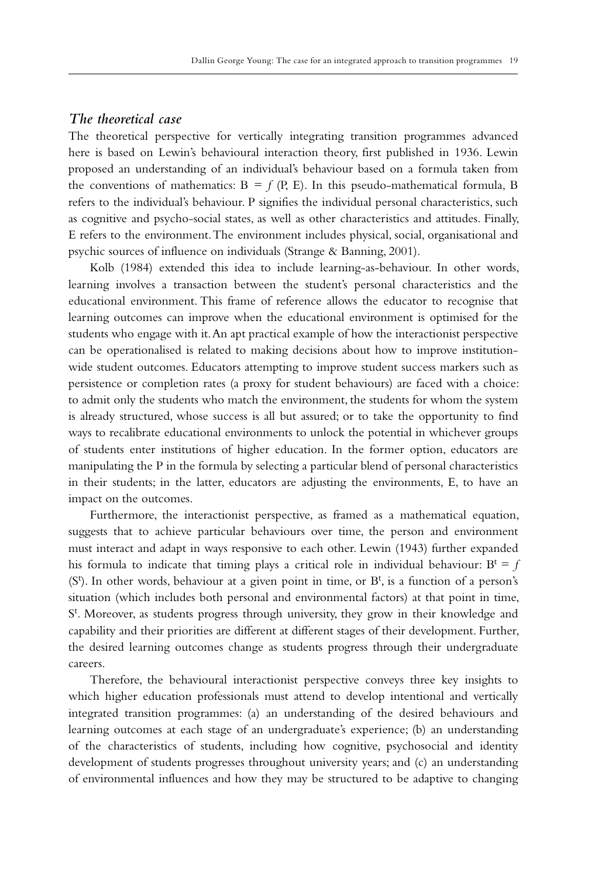### *The theoretical case*

The theoretical perspective for vertically integrating transition programmes advanced here is based on Lewin's behavioural interaction theory, first published in 1936. Lewin proposed an understanding of an individual's behaviour based on a formula taken from the conventions of mathematics: $B = f(P, E)$. In this pseudo-mathematical formula, B refers to the individual's behaviour. P signifies the individual personal characteristics, such as cognitive and psycho-social states, as well as other characteristics and attitudes. Finally, E refers to the environment. The environment includes physical, social, organisational and psychic sources of influence on individuals (Strange & Banning, 2001).

Kolb (1984) extended this idea to include learning-as-behaviour. In other words, learning involves a transaction between the student's personal characteristics and the educational environment. This frame of reference allows the educator to recognise that learning outcomes can improve when the educational environment is optimised for the students who engage with it. An apt practical example of how the interactionist perspective can be operationalised is related to making decisions about how to improve institution-wide student outcomes. Educators attempting to improve student success markers such as persistence or completion rates (a proxy for student behaviours) are faced with a choice: to admit only the students who match the environment, the students for whom the system is already structured, whose success is all but assured; or to take the opportunity to find ways to recalibrate educational environments to unlock the potential in whichever groups of students enter institutions of higher education. In the former option, educators are manipulating the P in the formula by selecting a particular blend of personal characteristics in their students; in the latter, educators are adjusting the environments, E, to have an impact on the outcomes.

Furthermore, the interactionist perspective, as framed as a mathematical equation, suggests that to achieve particular behaviours over time, the person and environment must interact and adapt in ways responsive to each other. Lewin (1943) further expanded his formula to indicate that timing plays a critical role in individual behaviour: $B^t = f(S^t)$. In other words, behaviour at a given point in time, or $B^t$, is a function of a person's situation (which includes both personal and environmental factors) at that point in time, $S^t$. Moreover, as students progress through university, they grow in their knowledge and capability and their priorities are different at different stages of their development. Further, the desired learning outcomes change as students progress through their undergraduate careers.

Therefore, the behavioural interactionist perspective conveys three key insights to which higher education professionals must attend to develop intentional and vertically integrated transition programmes: (a) an understanding of the desired behaviours and learning outcomes at each stage of an undergraduate's experience; (b) an understanding of the characteristics of students, including how cognitive, psychosocial and identity development of students progresses throughout university years; and (c) an understanding of environmental influences and how they may be structured to be adaptive to changing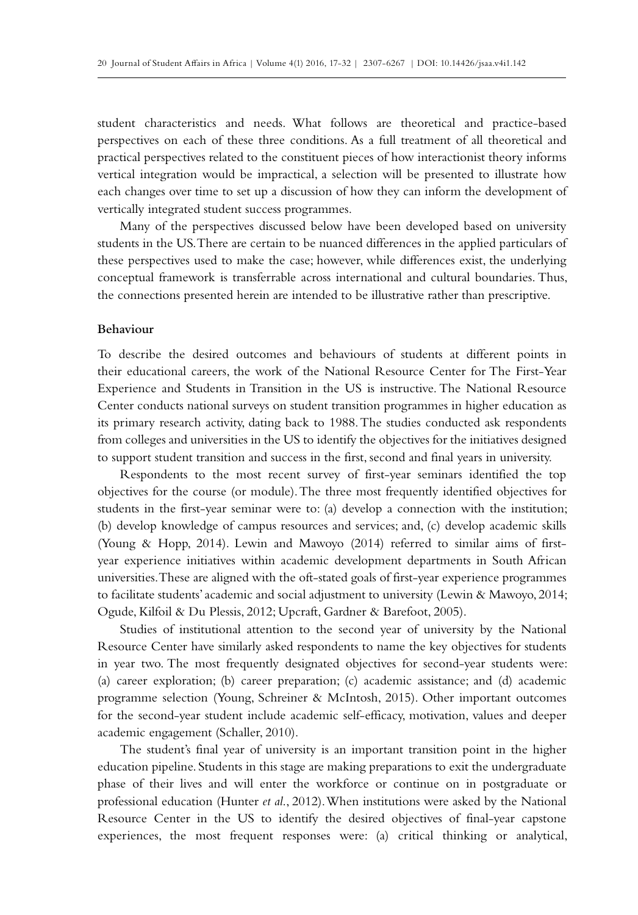student characteristics and needs. What follows are theoretical and practice-based perspectives on each of these three conditions. As a full treatment of all theoretical and practical perspectives related to the constituent pieces of how interactionist theory informs vertical integration would be impractical, a selection will be presented to illustrate how each changes over time to set up a discussion of how they can inform the development of vertically integrated student success programmes.

Many of the perspectives discussed below have been developed based on university students in the US. There are certain to be nuanced differences in the applied particulars of these perspectives used to make the case; however, while differences exist, the underlying conceptual framework is transferrable across international and cultural boundaries. Thus, the connections presented herein are intended to be illustrative rather than prescriptive.

### Behaviour

To describe the desired outcomes and behaviours of students at different points in their educational careers, the work of the National Resource Center for The First-Year Experience and Students in Transition in the US is instructive. The National Resource Center conducts national surveys on student transition programmes in higher education as its primary research activity, dating back to 1988. The studies conducted ask respondents from colleges and universities in the US to identify the objectives for the initiatives designed to support student transition and success in the first, second and final years in university.

Respondents to the most recent survey of first-year seminars identified the top objectives for the course (or module). The three most frequently identified objectives for students in the first-year seminar were to: (a) develop a connection with the institution; (b) develop knowledge of campus resources and services; and, (c) develop academic skills (Young & Hopp, 2014). Lewin and Mawoyo (2014) referred to similar aims of first-year experience initiatives within academic development departments in South African universities. These are aligned with the oft-stated goals of first-year experience programmes to facilitate students' academic and social adjustment to university (Lewin & Mawoyo, 2014; Ogude, Kilfoil & Du Plessis, 2012; Upcraft, Gardner & Barefoot, 2005).

Studies of institutional attention to the second year of university by the National Resource Center have similarly asked respondents to name the key objectives for students in year two. The most frequently designated objectives for second-year students were: (a) career exploration; (b) career preparation; (c) academic assistance; and (d) academic programme selection (Young, Schreiner & McIntosh, 2015). Other important outcomes for the second-year student include academic self-efficacy, motivation, values and deeper academic engagement (Schaller, 2010).

The student's final year of university is an important transition point in the higher education pipeline. Students in this stage are making preparations to exit the undergraduate phase of their lives and will enter the workforce or continue on in postgraduate or professional education (Hunter *et al.*, 2012). When institutions were asked by the National Resource Center in the US to identify the desired objectives of final-year capstone experiences, the most frequent responses were: (a) critical thinking or analytical,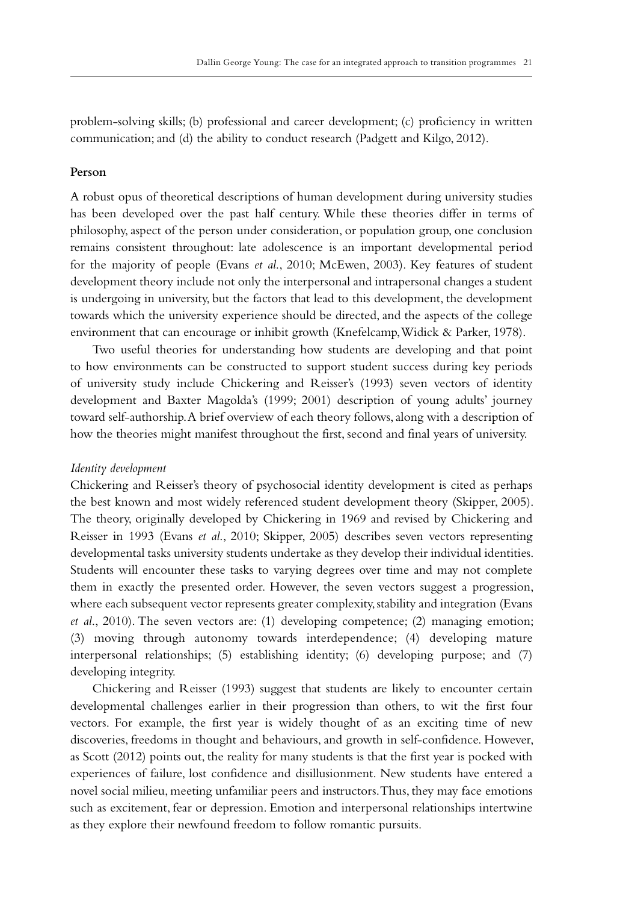problem-solving skills; (b) professional and career development; (c) proficiency in written communication; and (d) the ability to conduct research (Padgett and Kilgo, 2012).

## Person

A robust opus of theoretical descriptions of human development during university studies has been developed over the past half century. While these theories differ in terms of philosophy, aspect of the person under consideration, or population group, one conclusion remains consistent throughout: late adolescence is an important developmental period for the majority of people (Evans *et al.*, 2010; McEwen, 2003). Key features of student development theory include not only the interpersonal and intrapersonal changes a student is undergoing in university, but the factors that lead to this development, the development towards which the university experience should be directed, and the aspects of the college environment that can encourage or inhibit growth (Knefelcamp, Widick & Parker, 1978).

Two useful theories for understanding how students are developing and that point to how environments can be constructed to support student success during key periods of university study include Chickering and Reisser's (1993) seven vectors of identity development and Baxter Magolda's (1999; 2001) description of young adults' journey toward self-authorship. A brief overview of each theory follows, along with a description of how the theories might manifest throughout the first, second and final years of university.

### *Identity development*

Chickering and Reisser's theory of psychosocial identity development is cited as perhaps the best known and most widely referenced student development theory (Skipper, 2005). The theory, originally developed by Chickering in 1969 and revised by Chickering and Reisser in 1993 (Evans *et al.*, 2010; Skipper, 2005) describes seven vectors representing developmental tasks university students undertake as they develop their individual identities. Students will encounter these tasks to varying degrees over time and may not complete them in exactly the presented order. However, the seven vectors suggest a progression, where each subsequent vector represents greater complexity, stability and integration (Evans *et al.*, 2010). The seven vectors are: (1) developing competence; (2) managing emotion; (3) moving through autonomy towards interdependence; (4) developing mature interpersonal relationships; (5) establishing identity; (6) developing purpose; and (7) developing integrity.

Chickering and Reisser (1993) suggest that students are likely to encounter certain developmental challenges earlier in their progression than others, to wit the first four vectors. For example, the first year is widely thought of as an exciting time of new discoveries, freedoms in thought and behaviours, and growth in self-confidence. However, as Scott (2012) points out, the reality for many students is that the first year is pocked with experiences of failure, lost confidence and disillusionment. New students have entered a novel social milieu, meeting unfamiliar peers and instructors. Thus, they may face emotions such as excitement, fear or depression. Emotion and interpersonal relationships intertwine as they explore their newfound freedom to follow romantic pursuits.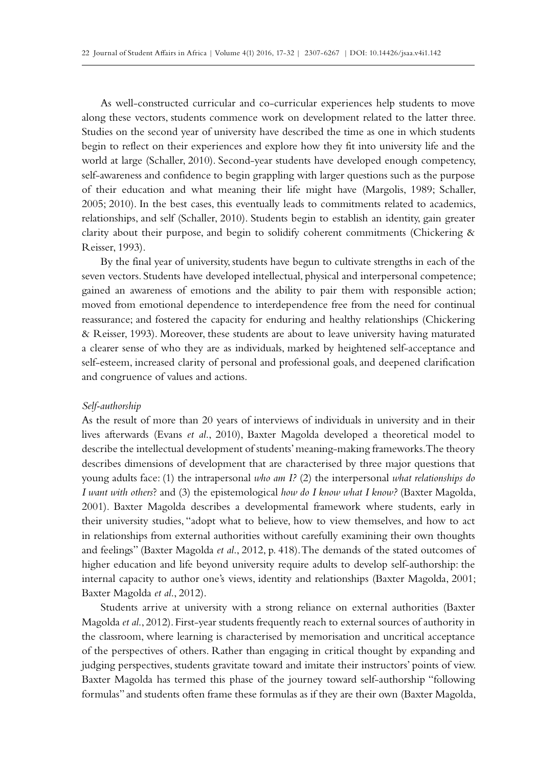As well-constructed curricular and co-curricular experiences help students to move along these vectors, students commence work on development related to the latter three. Studies on the second year of university have described the time as one in which students begin to reflect on their experiences and explore how they fit into university life and the world at large (Schaller, 2010). Second-year students have developed enough competency, self-awareness and confidence to begin grappling with larger questions such as the purpose of their education and what meaning their life might have (Margolis, 1989; Schaller, 2005; 2010). In the best cases, this eventually leads to commitments related to academics, relationships, and self (Schaller, 2010). Students begin to establish an identity, gain greater clarity about their purpose, and begin to solidify coherent commitments (Chickering & Reisser, 1993).

By the final year of university, students have begun to cultivate strengths in each of the seven vectors. Students have developed intellectual, physical and interpersonal competence; gained an awareness of emotions and the ability to pair them with responsible action; moved from emotional dependence to interdependence free from the need for continual reassurance; and fostered the capacity for enduring and healthy relationships (Chickering & Reisser, 1993). Moreover, these students are about to leave university having maturated a clearer sense of who they are as individuals, marked by heightened self-acceptance and self-esteem, increased clarity of personal and professional goals, and deepened clarification and congruence of values and actions.

*Self-authorship*

As the result of more than 20 years of interviews of individuals in university and in their lives afterwards (Evans *et al.*, 2010), Baxter Magolda developed a theoretical model to describe the intellectual development of students' meaning-making frameworks. The theory describes dimensions of development that are characterised by three major questions that young adults face: (1) the intrapersonal *who am I?* (2) the interpersonal *what relationships do I want with others*? and (3) the epistemological *how do I know what I know?* (Baxter Magolda, 2001). Baxter Magolda describes a developmental framework where students, early in their university studies, "adopt what to believe, how to view themselves, and how to act in relationships from external authorities without carefully examining their own thoughts and feelings" (Baxter Magolda *et al.*, 2012, p. 418). The demands of the stated outcomes of higher education and life beyond university require adults to develop self-authorship: the internal capacity to author one's views, identity and relationships (Baxter Magolda, 2001; Baxter Magolda *et al.*, 2012).

Students arrive at university with a strong reliance on external authorities (Baxter Magolda *et al.*, 2012). First-year students frequently reach to external sources of authority in the classroom, where learning is characterised by memorisation and uncritical acceptance of the perspectives of others. Rather than engaging in critical thought by expanding and judging perspectives, students gravitate toward and imitate their instructors' points of view. Baxter Magolda has termed this phase of the journey toward self-authorship "following formulas" and students often frame these formulas as if they are their own (Baxter Magolda,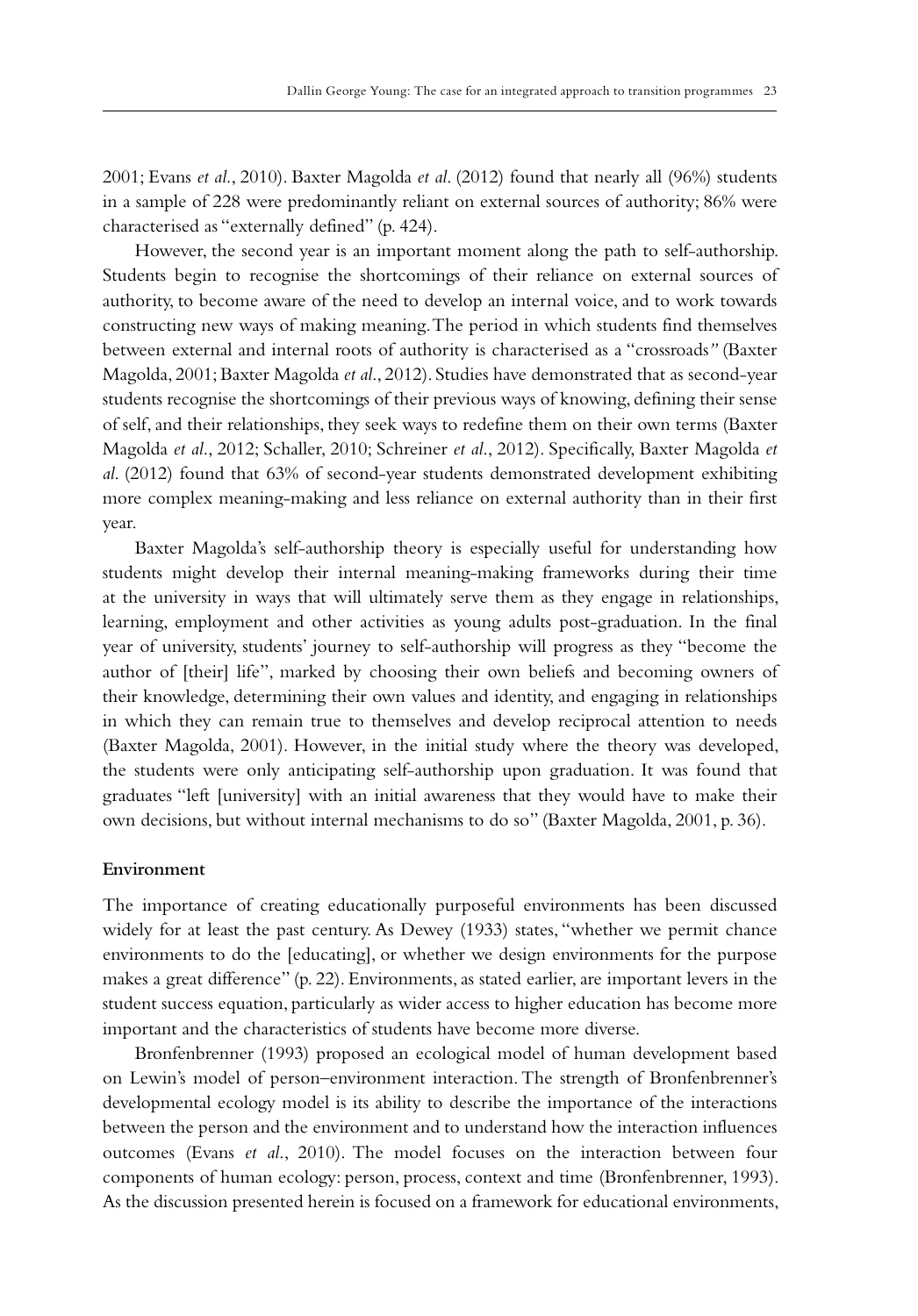2001; Evans *et al.*, 2010). Baxter Magolda *et al.* (2012) found that nearly all (96%) students in a sample of 228 were predominantly reliant on external sources of authority; 86% were characterised as "externally defined" (p. 424).

However, the second year is an important moment along the path to self-authorship. Students begin to recognise the shortcomings of their reliance on external sources of authority, to become aware of the need to develop an internal voice, and to work towards constructing new ways of making meaning. The period in which students find themselves between external and internal roots of authority is characterised as a "crossroads" (Baxter Magolda, 2001; Baxter Magolda *et al.*, 2012). Studies have demonstrated that as second-year students recognise the shortcomings of their previous ways of knowing, defining their sense of self, and their relationships, they seek ways to redefine them on their own terms (Baxter Magolda *et al.*, 2012; Schaller, 2010; Schreiner *et al.*, 2012). Specifically, Baxter Magolda *et al.* (2012) found that 63% of second-year students demonstrated development exhibiting more complex meaning-making and less reliance on external authority than in their first year.

Baxter Magolda's self-authorship theory is especially useful for understanding how students might develop their internal meaning-making frameworks during their time at the university in ways that will ultimately serve them as they engage in relationships, learning, employment and other activities as young adults post-graduation. In the final year of university, students' journey to self-authorship will progress as they "become the author of [their] life", marked by choosing their own beliefs and becoming owners of their knowledge, determining their own values and identity, and engaging in relationships in which they can remain true to themselves and develop reciprocal attention to needs (Baxter Magolda, 2001). However, in the initial study where the theory was developed, the students were only anticipating self-authorship upon graduation. It was found that graduates "left [university] with an initial awareness that they would have to make their own decisions, but without internal mechanisms to do so" (Baxter Magolda, 2001, p. 36).

**Environment**

The importance of creating educationally purposeful environments has been discussed widely for at least the past century. As Dewey (1933) states, "whether we permit chance environments to do the [educating], or whether we design environments for the purpose makes a great difference" (p. 22). Environments, as stated earlier, are important levers in the student success equation, particularly as wider access to higher education has become more important and the characteristics of students have become more diverse.

Bronfenbrenner (1993) proposed an ecological model of human development based on Lewin's model of person–environment interaction. The strength of Bronfenbrenner's developmental ecology model is its ability to describe the importance of the interactions between the person and the environment and to understand how the interaction influences outcomes (Evans *et al.*, 2010). The model focuses on the interaction between four components of human ecology: person, process, context and time (Bronfenbrenner, 1993). As the discussion presented herein is focused on a framework for educational environments,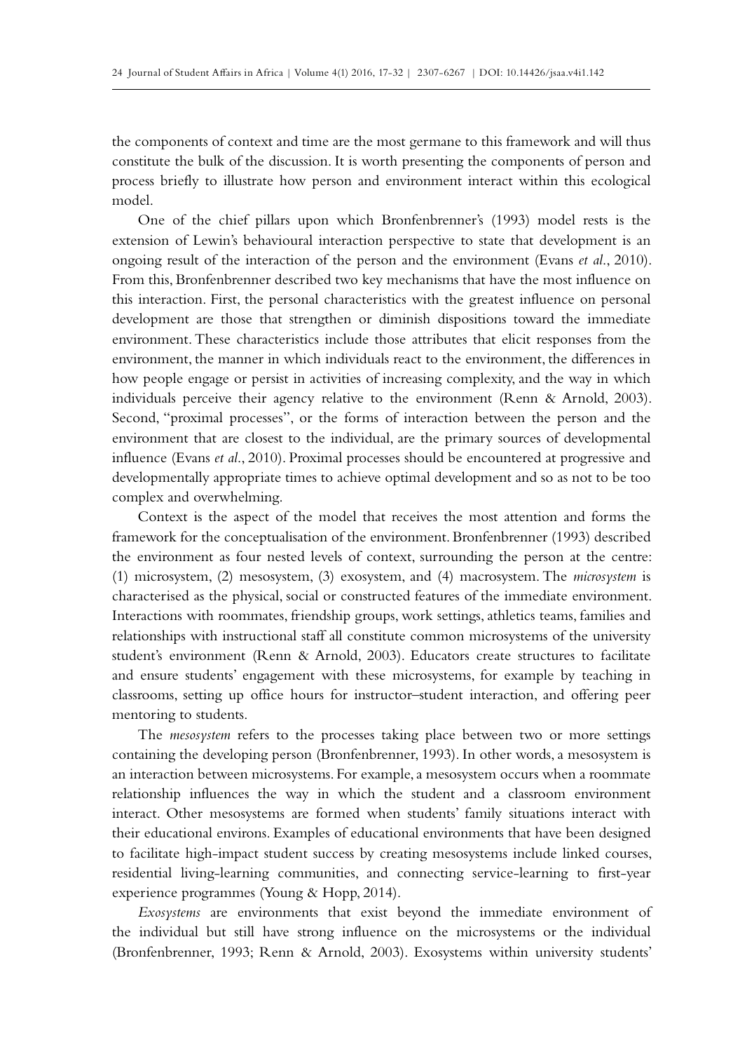the components of context and time are the most germane to this framework and will thus constitute the bulk of the discussion. It is worth presenting the components of person and process briefly to illustrate how person and environment interact within this ecological model.

One of the chief pillars upon which Bronfenbrenner's (1993) model rests is the extension of Lewin's behavioural interaction perspective to state that development is an ongoing result of the interaction of the person and the environment (Evans *et al.*, 2010). From this, Bronfenbrenner described two key mechanisms that have the most influence on this interaction. First, the personal characteristics with the greatest influence on personal development are those that strengthen or diminish dispositions toward the immediate environment. These characteristics include those attributes that elicit responses from the environment, the manner in which individuals react to the environment, the differences in how people engage or persist in activities of increasing complexity, and the way in which individuals perceive their agency relative to the environment (Renn & Arnold, 2003). Second, "proximal processes", or the forms of interaction between the person and the environment that are closest to the individual, are the primary sources of developmental influence (Evans *et al.*, 2010). Proximal processes should be encountered at progressive and developmentally appropriate times to achieve optimal development and so as not to be too complex and overwhelming.

Context is the aspect of the model that receives the most attention and forms the framework for the conceptualisation of the environment. Bronfenbrenner (1993) described the environment as four nested levels of context, surrounding the person at the centre: (1) microsystem, (2) mesosystem, (3) exosystem, and (4) macrosystem. The *microsystem* is characterised as the physical, social or constructed features of the immediate environment. Interactions with roommates, friendship groups, work settings, athletics teams, families and relationships with instructional staff all constitute common microsystems of the university student's environment (Renn & Arnold, 2003). Educators create structures to facilitate and ensure students' engagement with these microsystems, for example by teaching in classrooms, setting up office hours for instructor–student interaction, and offering peer mentoring to students.

The *mesosystem* refers to the processes taking place between two or more settings containing the developing person (Bronfenbrenner, 1993). In other words, a mesosystem is an interaction between microsystems. For example, a mesosystem occurs when a roommate relationship influences the way in which the student and a classroom environment interact. Other mesosystems are formed when students' family situations interact with their educational environs. Examples of educational environments that have been designed to facilitate high-impact student success by creating mesosystems include linked courses, residential living-learning communities, and connecting service-learning to first-year experience programmes (Young & Hopp, 2014).

*Exosystems* are environments that exist beyond the immediate environment of the individual but still have strong influence on the microsystems or the individual (Bronfenbrenner, 1993; Renn & Arnold, 2003). Exosystems within university students'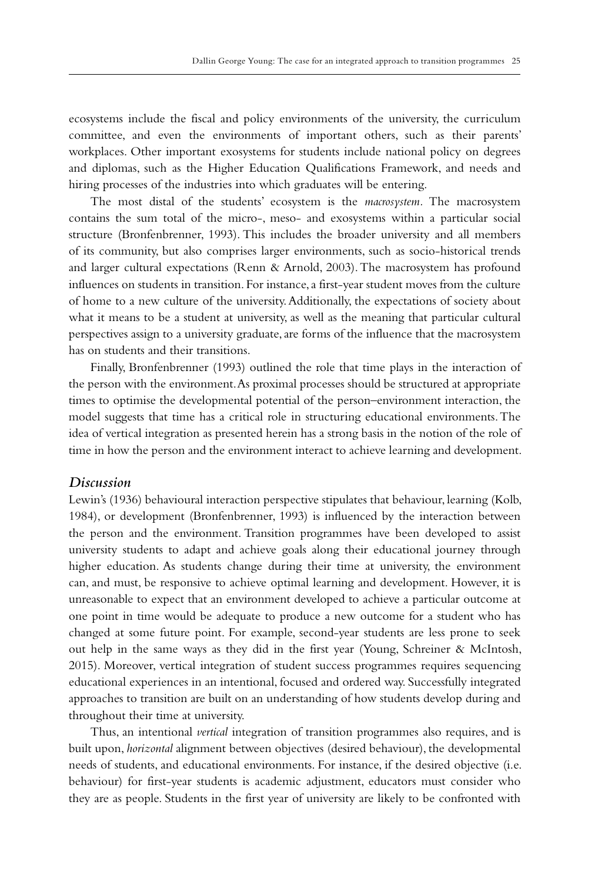ecosystems include the fiscal and policy environments of the university, the curriculum committee, and even the environments of important others, such as their parents' workplaces. Other important exosystems for students include national policy on degrees and diplomas, such as the Higher Education Qualifications Framework, and needs and hiring processes of the industries into which graduates will be entering.

The most distal of the students' ecosystem is the *macrosystem*. The macrosystem contains the sum total of the micro-, meso- and exosystems within a particular social structure (Bronfenbrenner, 1993). This includes the broader university and all members of its community, but also comprises larger environments, such as socio-historical trends and larger cultural expectations (Renn & Arnold, 2003). The macrosystem has profound influences on students in transition. For instance, a first-year student moves from the culture of home to a new culture of the university. Additionally, the expectations of society about what it means to be a student at university, as well as the meaning that particular cultural perspectives assign to a university graduate, are forms of the influence that the macrosystem has on students and their transitions.

Finally, Bronfenbrenner (1993) outlined the role that time plays in the interaction of the person with the environment. As proximal processes should be structured at appropriate times to optimise the developmental potential of the person–environment interaction, the model suggests that time has a critical role in structuring educational environments. The idea of vertical integration as presented herein has a strong basis in the notion of the role of time in how the person and the environment interact to achieve learning and development.

## *Discussion*

Lewin's (1936) behavioural interaction perspective stipulates that behaviour, learning (Kolb, 1984), or development (Bronfenbrenner, 1993) is influenced by the interaction between the person and the environment. Transition programmes have been developed to assist university students to adapt and achieve goals along their educational journey through higher education. As students change during their time at university, the environment can, and must, be responsive to achieve optimal learning and development. However, it is unreasonable to expect that an environment developed to achieve a particular outcome at one point in time would be adequate to produce a new outcome for a student who has changed at some future point. For example, second-year students are less prone to seek out help in the same ways as they did in the first year (Young, Schreiner & McIntosh, 2015). Moreover, vertical integration of student success programmes requires sequencing educational experiences in an intentional, focused and ordered way. Successfully integrated approaches to transition are built on an understanding of how students develop during and throughout their time at university.

Thus, an intentional *vertical* integration of transition programmes also requires, and is built upon, *horizontal* alignment between objectives (desired behaviour), the developmental needs of students, and educational environments. For instance, if the desired objective (i.e. behaviour) for first-year students is academic adjustment, educators must consider who they are as people. Students in the first year of university are likely to be confronted with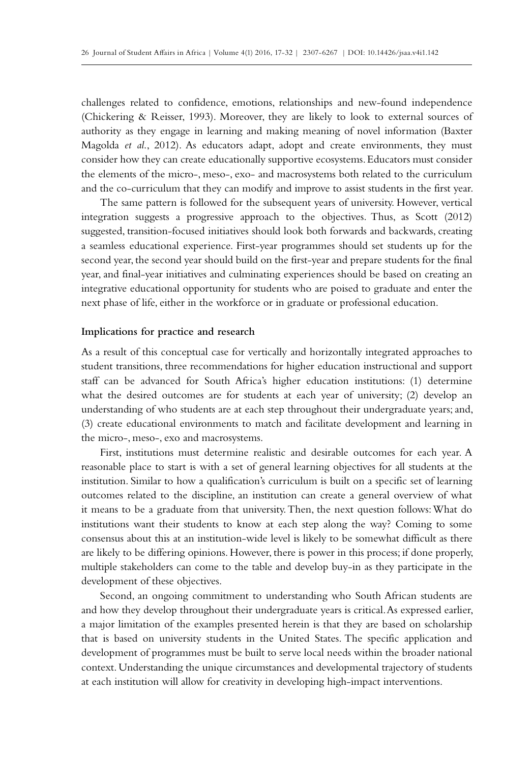challenges related to confidence, emotions, relationships and new-found independence (Chickering & Reisser, 1993). Moreover, they are likely to look to external sources of authority as they engage in learning and making meaning of novel information (Baxter Magolda *et al*., 2012). As educators adapt, adopt and create environments, they must consider how they can create educationally supportive ecosystems. Educators must consider the elements of the micro-, meso-, exo- and macrosystems both related to the curriculum and the co-curriculum that they can modify and improve to assist students in the first year.

The same pattern is followed for the subsequent years of university. However, vertical integration suggests a progressive approach to the objectives. Thus, as Scott (2012) suggested, transition-focused initiatives should look both forwards and backwards, creating a seamless educational experience. First-year programmes should set students up for the second year, the second year should build on the first-year and prepare students for the final year, and final-year initiatives and culminating experiences should be based on creating an integrative educational opportunity for students who are poised to graduate and enter the next phase of life, either in the workforce or in graduate or professional education.

**Implications for practice and research**

As a result of this conceptual case for vertically and horizontally integrated approaches to student transitions, three recommendations for higher education instructional and support staff can be advanced for South Africa's higher education institutions: (1) determine what the desired outcomes are for students at each year of university; (2) develop an understanding of who students are at each step throughout their undergraduate years; and, (3) create educational environments to match and facilitate development and learning in the micro-, meso-, exo and macrosystems.

First, institutions must determine realistic and desirable outcomes for each year. A reasonable place to start is with a set of general learning objectives for all students at the institution. Similar to how a qualification's curriculum is built on a specific set of learning outcomes related to the discipline, an institution can create a general overview of what it means to be a graduate from that university. Then, the next question follows: What do institutions want their students to know at each step along the way? Coming to some consensus about this at an institution-wide level is likely to be somewhat difficult as there are likely to be differing opinions. However, there is power in this process; if done properly, multiple stakeholders can come to the table and develop buy-in as they participate in the development of these objectives.

Second, an ongoing commitment to understanding who South African students are and how they develop throughout their undergraduate years is critical. As expressed earlier, a major limitation of the examples presented herein is that they are based on scholarship that is based on university students in the United States. The specific application and development of programmes must be built to serve local needs within the broader national context. Understanding the unique circumstances and developmental trajectory of students at each institution will allow for creativity in developing high-impact interventions.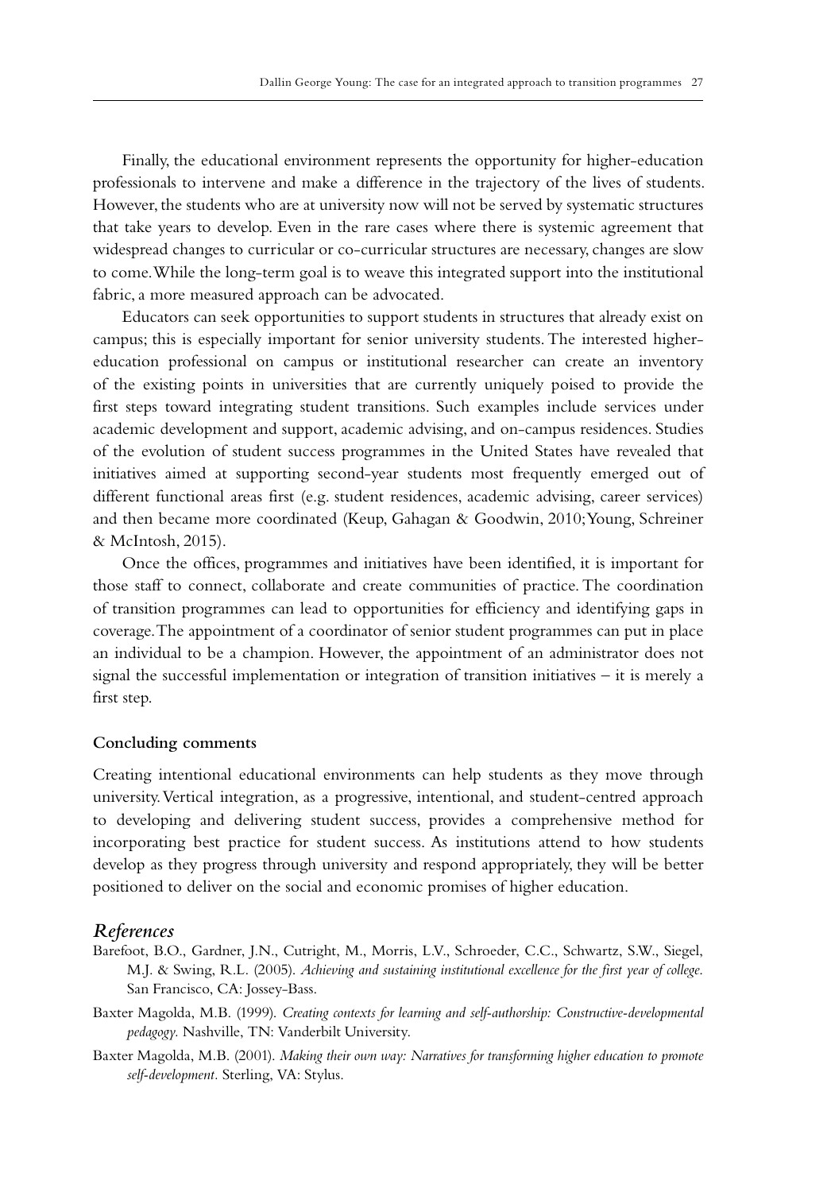Finally, the educational environment represents the opportunity for higher-education professionals to intervene and make a difference in the trajectory of the lives of students. However, the students who are at university now will not be served by systematic structures that take years to develop. Even in the rare cases where there is systemic agreement that widespread changes to curricular or co-curricular structures are necessary, changes are slow to come. While the long-term goal is to weave this integrated support into the institutional fabric, a more measured approach can be advocated.

Educators can seek opportunities to support students in structures that already exist on campus; this is especially important for senior university students. The interested higher-education professional on campus or institutional researcher can create an inventory of the existing points in universities that are currently uniquely poised to provide the first steps toward integrating student transitions. Such examples include services under academic development and support, academic advising, and on-campus residences. Studies of the evolution of student success programmes in the United States have revealed that initiatives aimed at supporting second-year students most frequently emerged out of different functional areas first (e.g. student residences, academic advising, career services) and then became more coordinated (Keup, Gahagan & Goodwin, 2010; Young, Schreiner & McIntosh, 2015).

Once the offices, programmes and initiatives have been identified, it is important for those staff to connect, collaborate and create communities of practice. The coordination of transition programmes can lead to opportunities for efficiency and identifying gaps in coverage. The appointment of a coordinator of senior student programmes can put in place an individual to be a champion. However, the appointment of an administrator does not signal the successful implementation or integration of transition initiatives – it is merely a first step.

### Concluding comments

Creating intentional educational environments can help students as they move through university. Vertical integration, as a progressive, intentional, and student-centred approach to developing and delivering student success, provides a comprehensive method for incorporating best practice for student success. As institutions attend to how students develop as they progress through university and respond appropriately, they will be better positioned to deliver on the social and economic promises of higher education.

## *References*

Barefoot, B.O., Gardner, J.N., Cutright, M., Morris, L.V., Schroeder, C.C., Schwartz, S.W., Siegel, M.J. & Swing, R.L. (2005). *Achieving and sustaining institutional excellence for the first year of college.* San Francisco, CA: Jossey-Bass.

Baxter Magolda, M.B. (1999). *Creating contexts for learning and self-authorship: Constructive-developmental pedagogy.* Nashville, TN: Vanderbilt University.

Baxter Magolda, M.B. (2001). *Making their own way: Narratives for transforming higher education to promote self-development.* Sterling, VA: Stylus.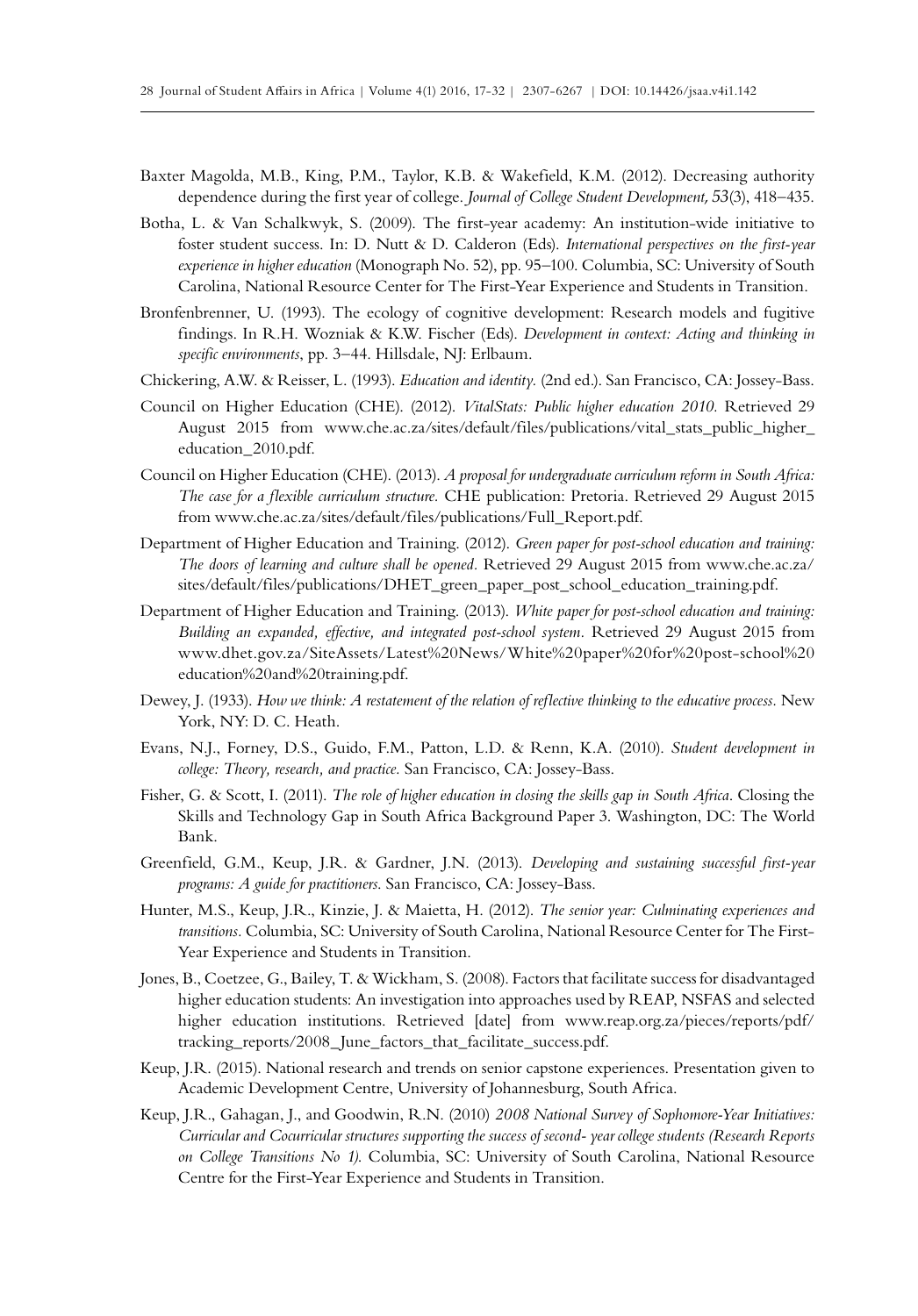Baxter Magolda, M.B., King, P.M., Taylor, K.B. & Wakefield, K.M. (2012). Decreasing authority dependence during the first year of college. *Journal of College Student Development, 53*(3), 418–435.

Botha, L. & Van Schalkwyk, S. (2009). The first-year academy: An institution-wide initiative to foster student success. In: D. Nutt & D. Calderon (Eds). *International perspectives on the first-year experience in higher education* (Monograph No. 52), pp. 95–100. Columbia, SC: University of South Carolina, National Resource Center for The First-Year Experience and Students in Transition.

Bronfenbrenner, U. (1993). The ecology of cognitive development: Research models and fugitive findings. In R.H. Wozniak & K.W. Fischer (Eds). *Development in context: Acting and thinking in specific environments*, pp. 3–44. Hillsdale, NJ: Erlbaum.

Chickering, A.W. & Reisser, L. (1993). *Education and identity.* (2nd ed.). San Francisco, CA: Jossey-Bass.

Council on Higher Education (CHE). (2012). *VitalStats: Public higher education 2010.* Retrieved 29 August 2015 from www.che.ac.za/sites/default/files/publications/vital_stats_public_higher_education_2010.pdf.

Council on Higher Education (CHE). (2013). *A proposal for undergraduate curriculum reform in South Africa: The case for a flexible curriculum structure.* CHE publication: Pretoria. Retrieved 29 August 2015 from www.che.ac.za/sites/default/files/publications/Full_Report.pdf.

Department of Higher Education and Training. (2012). *Green paper for post-school education and training: The doors of learning and culture shall be opened.* Retrieved 29 August 2015 from www.che.ac.za/sites/default/files/publications/DHET_green_paper_post_school_education_training.pdf.

Department of Higher Education and Training. (2013). *White paper for post-school education and training: Building an expanded, effective, and integrated post-school system.* Retrieved 29 August 2015 from www.dhet.gov.za/SiteAssets/Latest%20News/White%20paper%20for%20post-school%20education%20and%20training.pdf.

Dewey, J. (1933). *How we think: A restatement of the relation of reflective thinking to the educative process.* New York, NY: D. C. Heath.

Evans, N.J., Forney, D.S., Guido, F.M., Patton, L.D. & Renn, K.A. (2010). *Student development in college: Theory, research, and practice.* San Francisco, CA: Jossey-Bass.

Fisher, G. & Scott, I. (2011). *The role of higher education in closing the skills gap in South Africa.* Closing the Skills and Technology Gap in South Africa Background Paper 3. Washington, DC: The World Bank.

Greenfield, G.M., Keup, J.R. & Gardner, J.N. (2013). *Developing and sustaining successful first-year programs: A guide for practitioners.* San Francisco, CA: Jossey-Bass.

Hunter, M.S., Keup, J.R., Kinzie, J. & Maietta, H. (2012). *The senior year: Culminating experiences and transitions.* Columbia, SC: University of South Carolina, National Resource Center for The First-Year Experience and Students in Transition.

Jones, B., Coetzee, G., Bailey, T. & Wickham, S. (2008). Factors that facilitate success for disadvantaged higher education students: An investigation into approaches used by REAP, NSFAS and selected higher education institutions. Retrieved [date] from www.reap.org.za/pieces/reports/pdf/tracking_reports/2008_June_factors_that_facilitate_success.pdf.

Keup, J.R. (2015). National research and trends on senior capstone experiences. Presentation given to Academic Development Centre, University of Johannesburg, South Africa.

Keup, J.R., Gahagan, J., and Goodwin, R.N. (2010) *2008 National Survey of Sophomore-Year Initiatives: Curricular and Cocurricular structures supporting the success of second- year college students (Research Reports on College Transitions No 1).* Columbia, SC: University of South Carolina, National Resource Centre for the First-Year Experience and Students in Transition.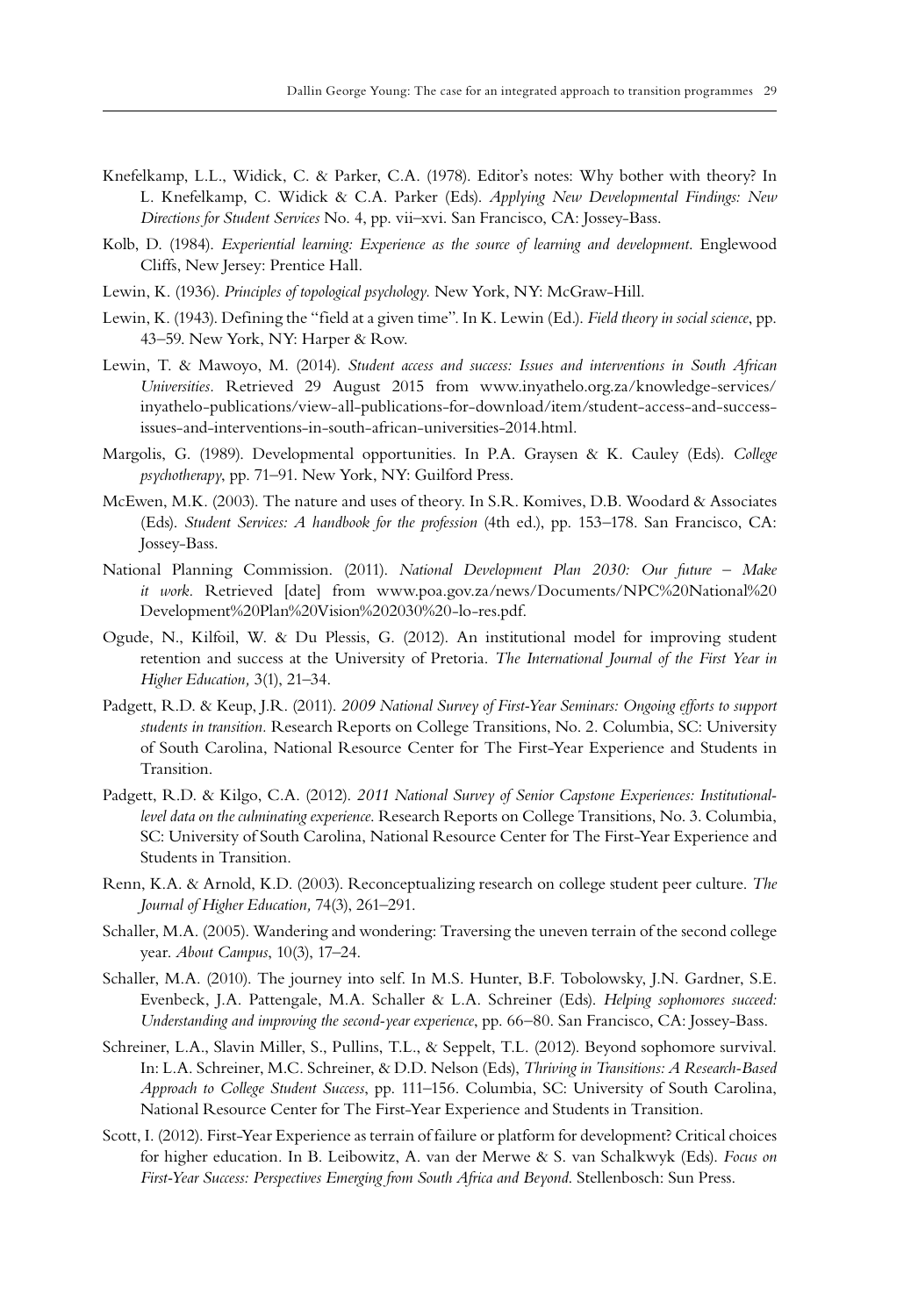Knefelkamp, L.L., Widick, C. & Parker, C.A. (1978). Editor's notes: Why bother with theory? In L. Knefelkamp, C. Widick & C.A. Parker (Eds). *Applying New Developmental Findings: New Directions for Student Services* No. 4, pp. vii–xvi. San Francisco, CA: Jossey-Bass.

Kolb, D. (1984). *Experiential learning: Experience as the source of learning and development*. Englewood Cliffs, New Jersey: Prentice Hall.

Lewin, K. (1936). *Principles of topological psychology.* New York, NY: McGraw-Hill.

Lewin, K. (1943). Defining the "field at a given time". In K. Lewin (Ed.). *Field theory in social science*, pp. 43–59. New York, NY: Harper & Row.

Lewin, T. & Mawoyo, M. (2014). *Student access and success: Issues and interventions in South African Universities.* Retrieved 29 August 2015 from www.inyathelo.org.za/knowledge-services/inyathelo-publications/view-all-publications-for-download/item/student-access-and-success-issues-and-interventions-in-south-african-universities-2014.html.

Margolis, G. (1989). Developmental opportunities. In P.A. Graysen & K. Cauley (Eds). *College psychotherapy*, pp. 71–91. New York, NY: Guilford Press.

McEwen, M.K. (2003). The nature and uses of theory. In S.R. Komives, D.B. Woodard & Associates (Eds). *Student Services: A handbook for the profession* (4th ed.), pp. 153–178. San Francisco, CA: Jossey-Bass.

National Planning Commission. (2011). *National Development Plan 2030: Our future – Make it work.* Retrieved [date] from www.poa.gov.za/news/Documents/NPC%20National%20Development%20Plan%20Vision%202030%20-lo-res.pdf.

Ogude, N., Kilfoil, W. & Du Plessis, G. (2012). An institutional model for improving student retention and success at the University of Pretoria. *The International Journal of the First Year in Higher Education,* 3(1), 21–34.

Padgett, R.D. & Keup, J.R. (2011). *2009 National Survey of First-Year Seminars: Ongoing efforts to support students in transition.* Research Reports on College Transitions, No. 2. Columbia, SC: University of South Carolina, National Resource Center for The First-Year Experience and Students in Transition.

Padgett, R.D. & Kilgo, C.A. (2012). *2011 National Survey of Senior Capstone Experiences: Institutional-level data on the culminating experience.* Research Reports on College Transitions, No. 3. Columbia, SC: University of South Carolina, National Resource Center for The First-Year Experience and Students in Transition.

Renn, K.A. & Arnold, K.D. (2003). Reconceptualizing research on college student peer culture. *The Journal of Higher Education,* 74(3), 261–291.

Schaller, M.A. (2005). Wandering and wondering: Traversing the uneven terrain of the second college year. *About Campus*, 10(3), 17–24.

Schaller, M.A. (2010). The journey into self. In M.S. Hunter, B.F. Tobolowsky, J.N. Gardner, S.E. Evenbeck, J.A. Pattengale, M.A. Schaller & L.A. Schreiner (Eds). *Helping sophomores succeed: Understanding and improving the second-year experience*, pp. 66–80. San Francisco, CA: Jossey-Bass.

Schreiner, L.A., Slavin Miller, S., Pullins, T.L., & Seppelt, T.L. (2012). Beyond sophomore survival. In: L.A. Schreiner, M.C. Schreiner, & D.D. Nelson (Eds), *Thriving in Transitions: A Research-Based Approach to College Student Success*, pp. 111–156. Columbia, SC: University of South Carolina, National Resource Center for The First-Year Experience and Students in Transition.

Scott, I. (2012). First-Year Experience as terrain of failure or platform for development? Critical choices for higher education. In B. Leibowitz, A. van der Merwe & S. van Schalkwyk (Eds). *Focus on First-Year Success: Perspectives Emerging from South Africa and Beyond.* Stellenbosch: Sun Press.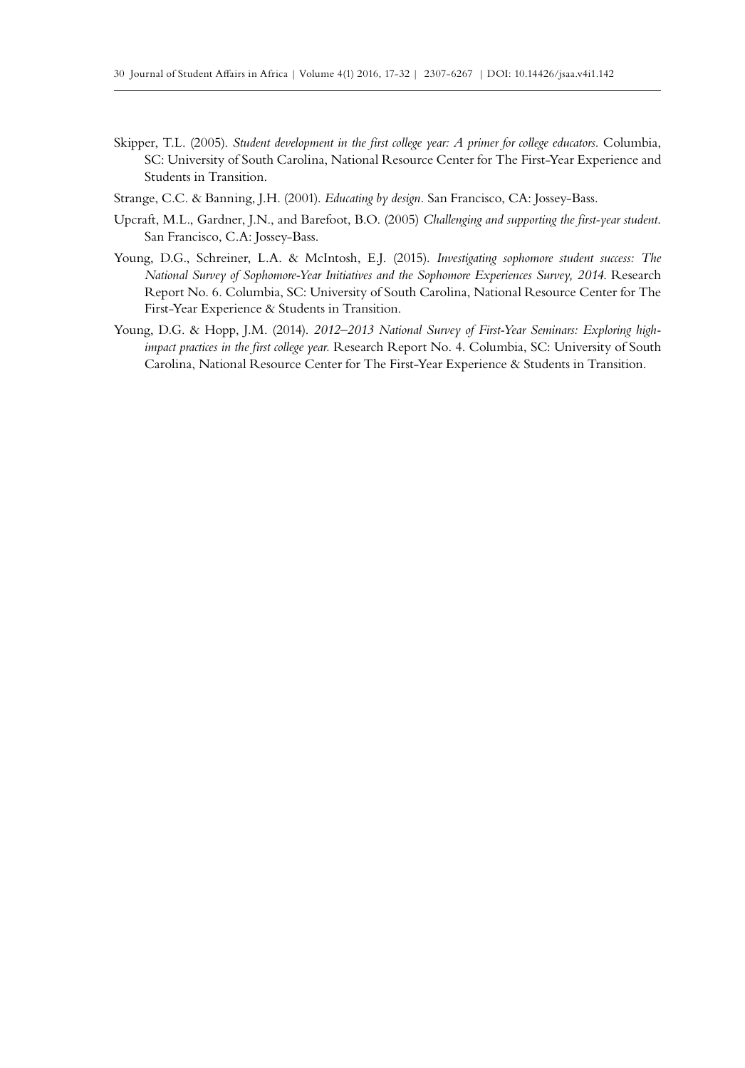Skipper, T.L. (2005). *Student development in the first college year: A primer for college educators*. Columbia, SC: University of South Carolina, National Resource Center for The First-Year Experience and Students in Transition.

Strange, C.C. & Banning, J.H. (2001). *Educating by design*. San Francisco, CA: Jossey-Bass.

Upcraft, M.L., Gardner, J.N., and Barefoot, B.O. (2005) *Challenging and supporting the first-year student*. San Francisco, C.A: Jossey-Bass.

Young, D.G., Schreiner, L.A. & McIntosh, E.J. (2015). *Investigating sophomore student success: The National Survey of Sophomore-Year Initiatives and the Sophomore Experiences Survey, 2014*. Research Report No. 6. Columbia, SC: University of South Carolina, National Resource Center for The First-Year Experience & Students in Transition.

Young, D.G. & Hopp, J.M. (2014). *2012–2013 National Survey of First-Year Seminars: Exploring high-impact practices in the first college year.* Research Report No. 4. Columbia, SC: University of South Carolina, National Resource Center for The First-Year Experience & Students in Transition.